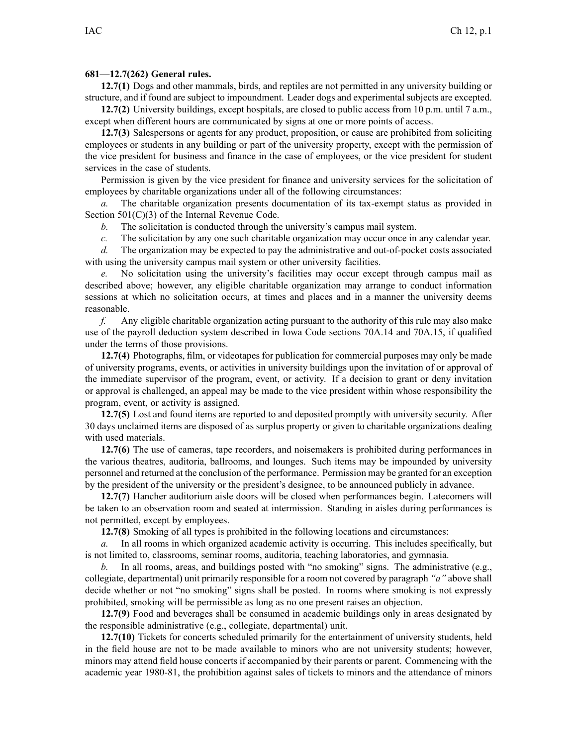**681—12.7(262) General rules.**

**12.7(1)** Dogs and other mammals, birds, and reptiles are not permitted in any university building or structure, and if found are subject to impoundment. Leader dogs and experimental subjects are excepted.

**12.7(2)** University buildings, except hospitals, are closed to public access from 10 p.m. until 7 a.m., except when different hours are communicated by signs at one or more points of access.

**12.7(3)** Salespersons or agents for any product, proposition, or cause are prohibited from soliciting employees or students in any building or part of the university property, except with the permission of the vice president for business and finance in the case of employees, or the vice president for student services in the case of students.

Permission is given by the vice president for finance and university services for the solicitation of employees by charitable organizations under all of the following circumstances:

*a.* The charitable organization presents documentation of its tax-exempt status as provided in Section 501(C)(3) of the Internal Revenue Code.

*b.* The solicitation is conducted through the university's campus mail system.

*c.* The solicitation by any one such charitable organization may occur once in any calendar year.

*d.* The organization may be expected to pay the administrative and out-of-pocket costs associated with using the university campus mail system or other university facilities.

*e.* No solicitation using the university's facilities may occur except through campus mail as described above; however, any eligible charitable organization may arrange to conduct information sessions at which no solicitation occurs, at times and places and in a manner the university deems reasonable.

*f.* Any eligible charitable organization acting pursuant to the authority of this rule may also make use of the payroll deduction system described in Iowa Code sections 70A.14 and 70A.15, if qualified under the terms of those provisions.

**12.7(4)** Photographs, film, or videotapes for publication for commercial purposes may only be made of university programs, events, or activities in university buildings upon the invitation of or approval of the immediate supervisor of the program, event, or activity. If a decision to grant or deny invitation or approval is challenged, an appeal may be made to the vice president within whose responsibility the program, event, or activity is assigned.

**12.7(5)** Lost and found items are reported to and deposited promptly with university security. After 30 days unclaimed items are disposed of as surplus property or given to charitable organizations dealing with used materials.

**12.7(6)** The use of cameras, tape recorders, and noisemakers is prohibited during performances in the various theatres, auditoria, ballrooms, and lounges. Such items may be impounded by university personnel and returned at the conclusion of the performance. Permission may be granted for an exception by the president of the university or the president's designee, to be announced publicly in advance.

**12.7(7)** Hancher auditorium aisle doors will be closed when performances begin. Latecomers will be taken to an observation room and seated at intermission. Standing in aisles during performances is not permitted, except by employees.

**12.7(8)** Smoking of all types is prohibited in the following locations and circumstances:

*a.* In all rooms in which organized academic activity is occurring. This includes specifically, but is not limited to, classrooms, seminar rooms, auditoria, teaching laboratories, and gymnasia.

*b.* In all rooms, areas, and buildings posted with "no smoking" signs. The administrative (e.g., collegiate, departmental) unit primarily responsible for a room not covered by paragraph *"a"* above shall decide whether or not "no smoking" signs shall be posted. In rooms where smoking is not expressly prohibited, smoking will be permissible as long as no one present raises an objection.

**12.7(9)** Food and beverages shall be consumed in academic buildings only in areas designated by the responsible administrative (e.g., collegiate, departmental) unit.

**12.7(10)** Tickets for concerts scheduled primarily for the entertainment of university students, held in the field house are not to be made available to minors who are not university students; however, minors may attend field house concerts if accompanied by their parents or parent. Commencing with the academic year 1980-81, the prohibition against sales of tickets to minors and the attendance of minors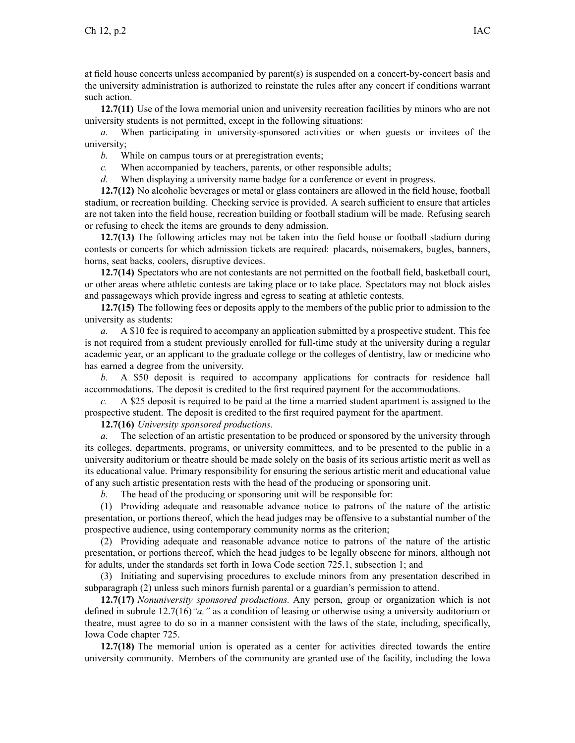at field house concerts unless accompanied by parent(s) is suspended on a concert-by-concert basis and the university administration is authorized to reinstate the rules after any concert if conditions warrant such action.

**12.7(11)** Use of the Iowa memorial union and university recreation facilities by minors who are not university students is not permitted, except in the following situations:

*a.* When participating in university-sponsored activities or when guests or invitees of the university;

*b.* While on campus tours or at preregistration events;

*c.* When accompanied by teachers, parents, or other responsible adults;

*d.* When displaying a university name badge for a conference or event in progress.

**12.7(12)** No alcoholic beverages or metal or glass containers are allowed in the field house, football stadium, or recreation building. Checking service is provided. A search sufficient to ensure that articles are not taken into the field house, recreation building or football stadium will be made. Refusing search or refusing to check the items are grounds to deny admission.

**12.7(13)** The following articles may not be taken into the field house or football stadium during contests or concerts for which admission tickets are required: placards, noisemakers, bugles, banners, horns, seat backs, coolers, disruptive devices.

**12.7(14)** Spectators who are not contestants are not permitted on the football field, basketball court, or other areas where athletic contests are taking place or to take place. Spectators may not block aisles and passageways which provide ingress and egress to seating at athletic contests.

**12.7(15)** The following fees or deposits apply to the members of the public prior to admission to the university as students:

*a.* A $10 fee is required to accompany an application submitted by a prospective student. This fee is not required from a student previously enrolled for full-time study at the university during a regular academic year, or an applicant to the graduate college or the colleges of dentistry, law or medicine who has earned a degree from the university.

*b.* A $50 deposit is required to accompany applications for contracts for residence hall accommodations. The deposit is credited to the first required payment for the accommodations.

*c.* A $25 deposit is required to be paid at the time a married student apartment is assigned to the prospective student. The deposit is credited to the first required payment for the apartment.

**12.7(16)** *University sponsored productions.*

*a.* The selection of an artistic presentation to be produced or sponsored by the university through its colleges, departments, programs, or university committees, and to be presented to the public in a university auditorium or theatre should be made solely on the basis of its serious artistic merit as well as its educational value. Primary responsibility for ensuring the serious artistic merit and educational value of any such artistic presentation rests with the head of the producing or sponsoring unit.

*b.* The head of the producing or sponsoring unit will be responsible for:

(1) Providing adequate and reasonable advance notice to patrons of the nature of the artistic presentation, or portions thereof, which the head judges may be offensive to a substantial number of the prospective audience, using contemporary community norms as the criterion;

(2) Providing adequate and reasonable advance notice to patrons of the nature of the artistic presentation, or portions thereof, which the head judges to be legally obscene for minors, although not for adults, under the standards set forth in Iowa Code section 725.1, subsection 1; and

(3) Initiating and supervising procedures to exclude minors from any presentation described in subparagraph (2) unless such minors furnish parental or a guardian's permission to attend.

**12.7(17)** *Nonuniversity sponsored productions.* Any person, group or organization which is not defined in subrule 12.7(16)*"a,"* as a condition of leasing or otherwise using a university auditorium or theatre, must agree to do so in a manner consistent with the laws of the state, including, specifically, Iowa Code chapter 725.

**12.7(18)** The memorial union is operated as a center for activities directed towards the entire university community. Members of the community are granted use of the facility, including the Iowa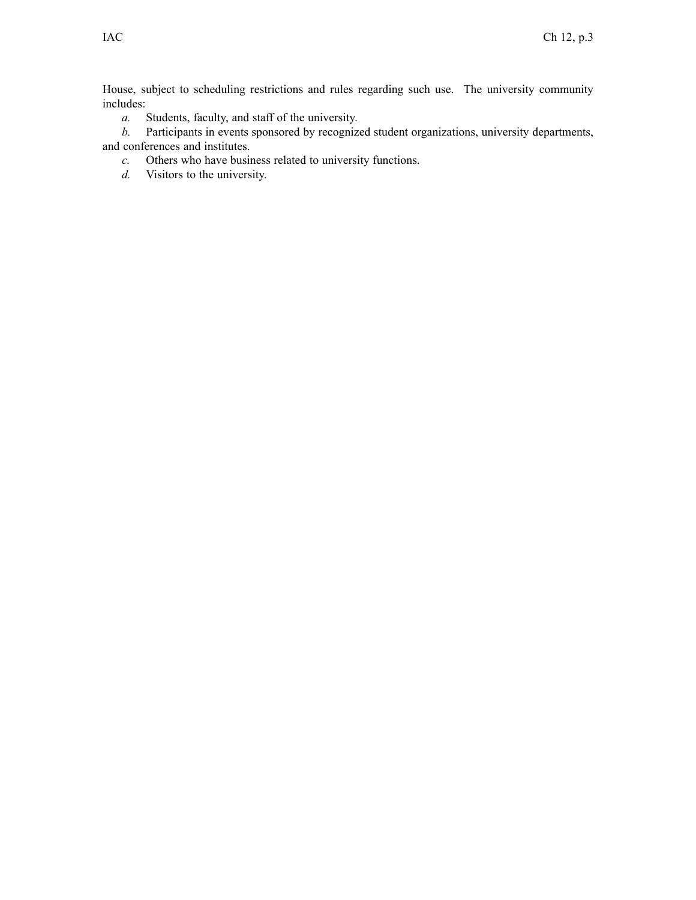House, subject to scheduling restrictions and rules regarding such use. The university community includes:

*a.* Students, faculty, and staff of the university.

*b.* Participants in events sponsored by recognized student organizations, university departments, and conferences and institutes.

*c.* Others who have business related to university functions.

*d.* Visitors to the university.